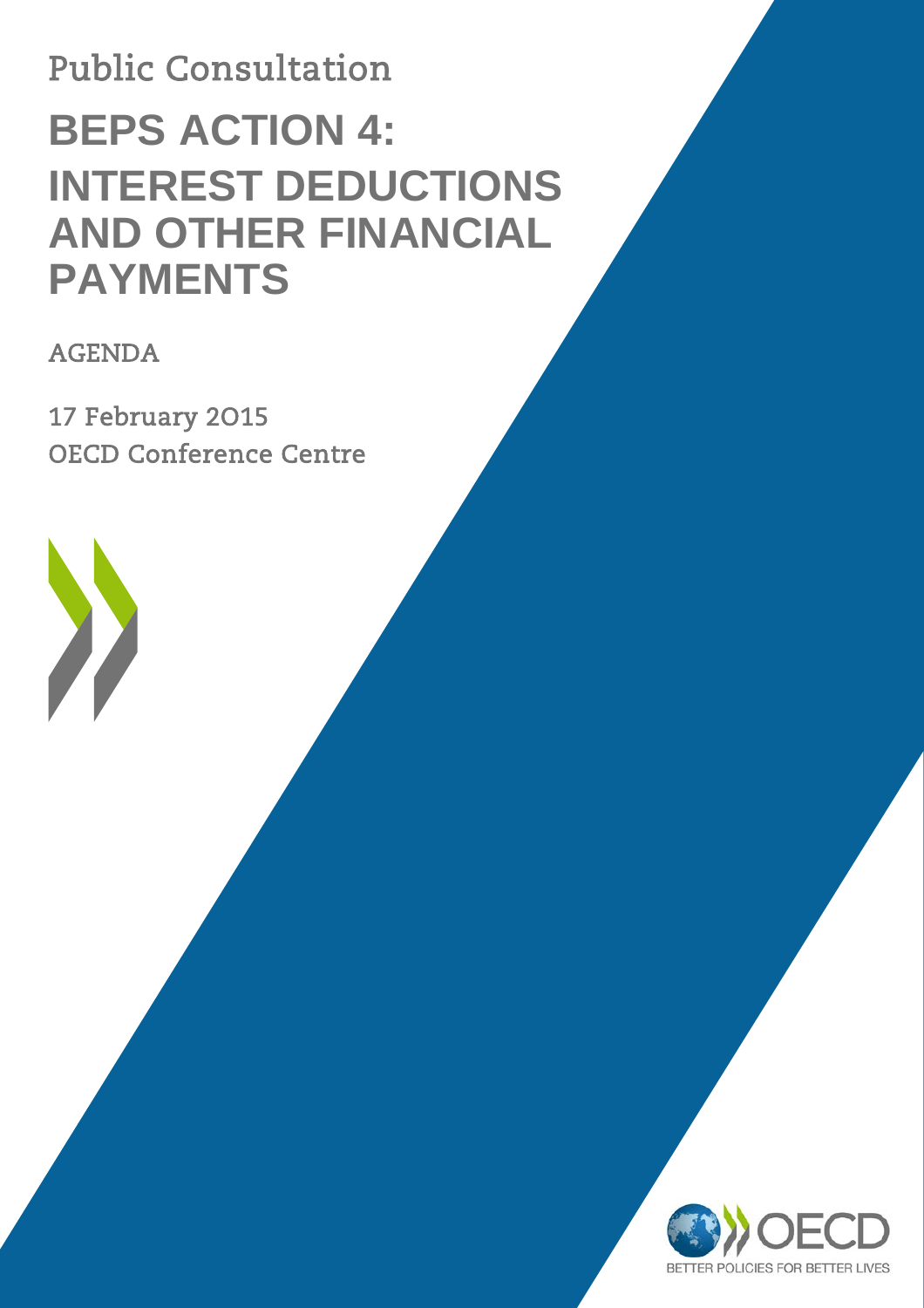Public Consultation

# BEPS ACTION 4: INTEREST DEDUCTIONS AND OTHER FINANCIAL PAYMENTS

AGENDA

17 February 2015

OECD Conference Centre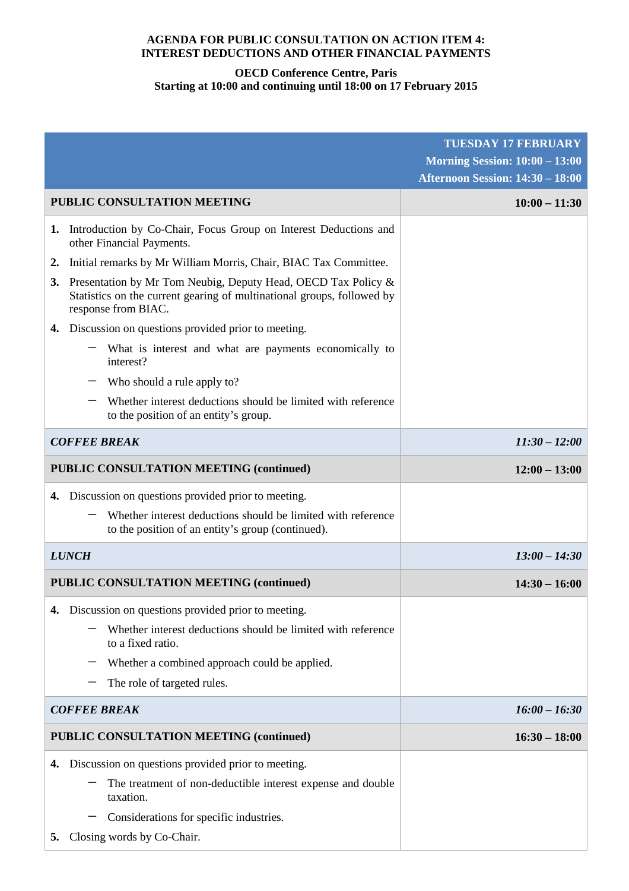**AGENDA FOR PUBLIC CONSULTATION ON ACTION ITEM 4:**
**INTEREST DEDUCTIONS AND OTHER FINANCIAL PAYMENTS**

**OECD Conference Centre, Paris**
**Starting at 10:00 and continuing until 18:00 on 17 February 2015**

| | **TUESDAY 17 FEBRUARY**<br>**Morning Session: 10:00 – 13:00**<br>**Afternoon Session: 14:30 – 18:00** |
|---|---|
| **PUBLIC CONSULTATION MEETING** | **10:00 – 11:30** |
| **1.** Introduction by Co-Chair, Focus Group on Interest Deductions and other Financial Payments.<br>**2.** Initial remarks by Mr William Morris, Chair, BIAC Tax Committee.<br>**3.** Presentation by Mr Tom Neubig, Deputy Head, OECD Tax Policy & Statistics on the current gearing of multinational groups, followed by response from BIAC.<br>**4.** Discussion on questions provided prior to meeting.<br>– What is interest and what are payments economically to interest?<br>– Who should a rule apply to?<br>– Whether interest deductions should be limited with reference to the position of an entity's group. | |
| ***COFFEE BREAK*** | ***11:30 – 12:00*** |
| **PUBLIC CONSULTATION MEETING (continued)** | **12:00 – 13:00** |
| **4.** Discussion on questions provided prior to meeting.<br>– Whether interest deductions should be limited with reference to the position of an entity's group (continued). | |
| ***LUNCH*** | ***13:00 – 14:30*** |
| **PUBLIC CONSULTATION MEETING (continued)** | **14:30 – 16:00** |
| **4.** Discussion on questions provided prior to meeting.<br>– Whether interest deductions should be limited with reference to a fixed ratio.<br>– Whether a combined approach could be applied.<br>– The role of targeted rules. | |
| ***COFFEE BREAK*** | ***16:00 – 16:30*** |
| **PUBLIC CONSULTATION MEETING (continued)** | **16:30 – 18:00** |
| **4.** Discussion on questions provided prior to meeting.<br>– The treatment of non-deductible interest expense and double taxation.<br>– Considerations for specific industries.<br>**5.** Closing words by Co-Chair. | |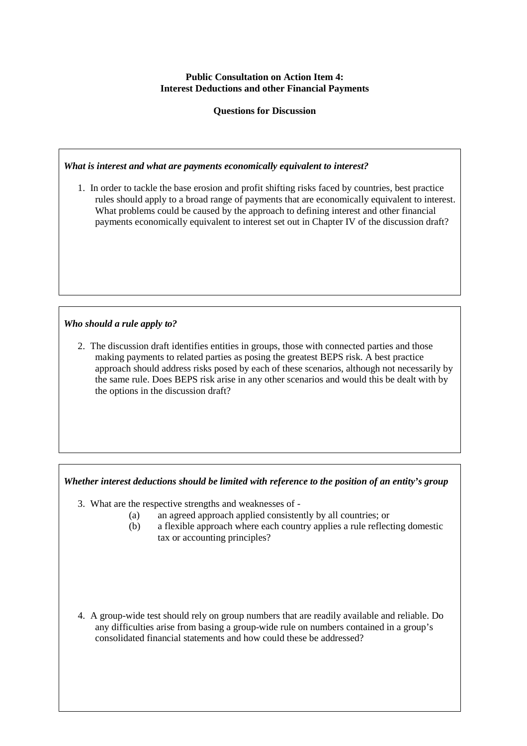**Public Consultation on Action Item 4:**
**Interest Deductions and other Financial Payments**

**Questions for Discussion**

***What is interest and what are payments economically equivalent to interest?***

1. In order to tackle the base erosion and profit shifting risks faced by countries, best practice rules should apply to a broad range of payments that are economically equivalent to interest. What problems could be caused by the approach to defining interest and other financial payments economically equivalent to interest set out in Chapter IV of the discussion draft?

***Who should a rule apply to?***

2. The discussion draft identifies entities in groups, those with connected parties and those making payments to related parties as posing the greatest BEPS risk. A best practice approach should address risks posed by each of these scenarios, although not necessarily by the same rule. Does BEPS risk arise in any other scenarios and would this be dealt with by the options in the discussion draft?

***Whether interest deductions should be limited with reference to the position of an entity's group***

3. What are the respective strengths and weaknesses of -
   - (a) an agreed approach applied consistently by all countries; or
   - (b) a flexible approach where each country applies a rule reflecting domestic tax or accounting principles?

4. A group-wide test should rely on group numbers that are readily available and reliable. Do any difficulties arise from basing a group-wide rule on numbers contained in a group's consolidated financial statements and how could these be addressed?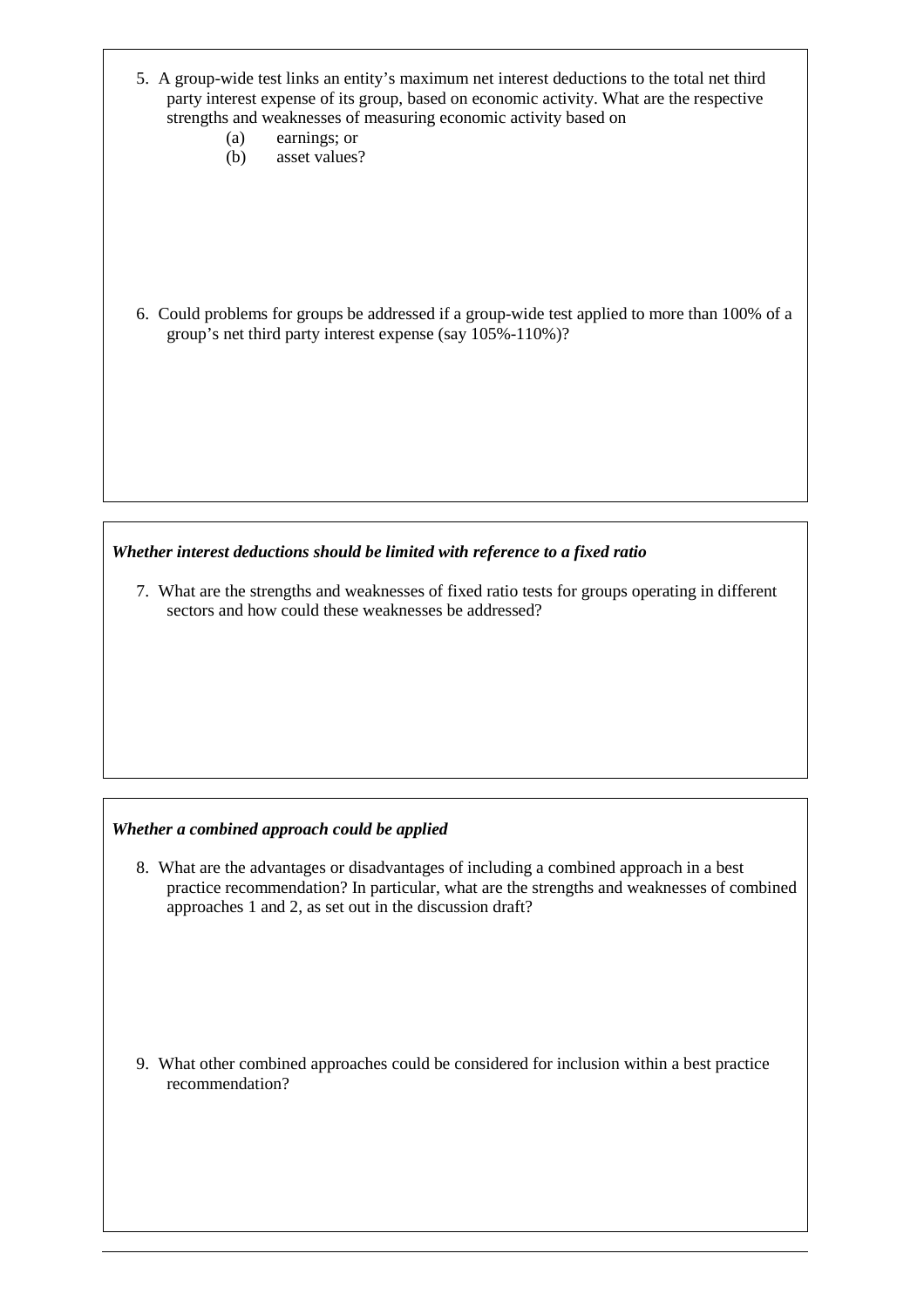5. A group-wide test links an entity's maximum net interest deductions to the total net third party interest expense of its group, based on economic activity. What are the respective strengths and weaknesses of measuring economic activity based on
   (a) earnings; or
   (b) asset values?

6. Could problems for groups be addressed if a group-wide test applied to more than 100% of a group's net third party interest expense (say 105%-110%)?

***Whether interest deductions should be limited with reference to a fixed ratio***

7. What are the strengths and weaknesses of fixed ratio tests for groups operating in different sectors and how could these weaknesses be addressed?

***Whether a combined approach could be applied***

8. What are the advantages or disadvantages of including a combined approach in a best practice recommendation? In particular, what are the strengths and weaknesses of combined approaches 1 and 2, as set out in the discussion draft?

9. What other combined approaches could be considered for inclusion within a best practice recommendation?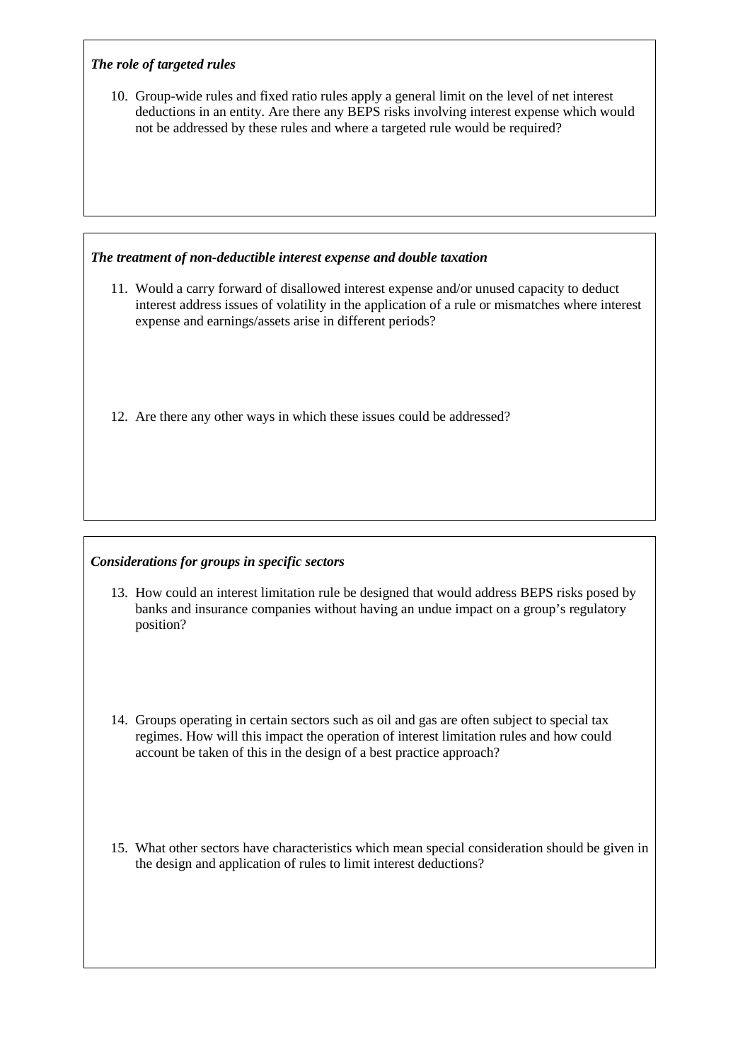*The role of targeted rules*

10. Group-wide rules and fixed ratio rules apply a general limit on the level of net interest deductions in an entity. Are there any BEPS risks involving interest expense which would not be addressed by these rules and where a targeted rule would be required?

*The treatment of non-deductible interest expense and double taxation*

11. Would a carry forward of disallowed interest expense and/or unused capacity to deduct interest address issues of volatility in the application of a rule or mismatches where interest expense and earnings/assets arise in different periods?

12. Are there any other ways in which these issues could be addressed?

*Considerations for groups in specific sectors*

13. How could an interest limitation rule be designed that would address BEPS risks posed by banks and insurance companies without having an undue impact on a group's regulatory position?

14. Groups operating in certain sectors such as oil and gas are often subject to special tax regimes. How will this impact the operation of interest limitation rules and how could account be taken of this in the design of a best practice approach?

15. What other sectors have characteristics which mean special consideration should be given in the design and application of rules to limit interest deductions?